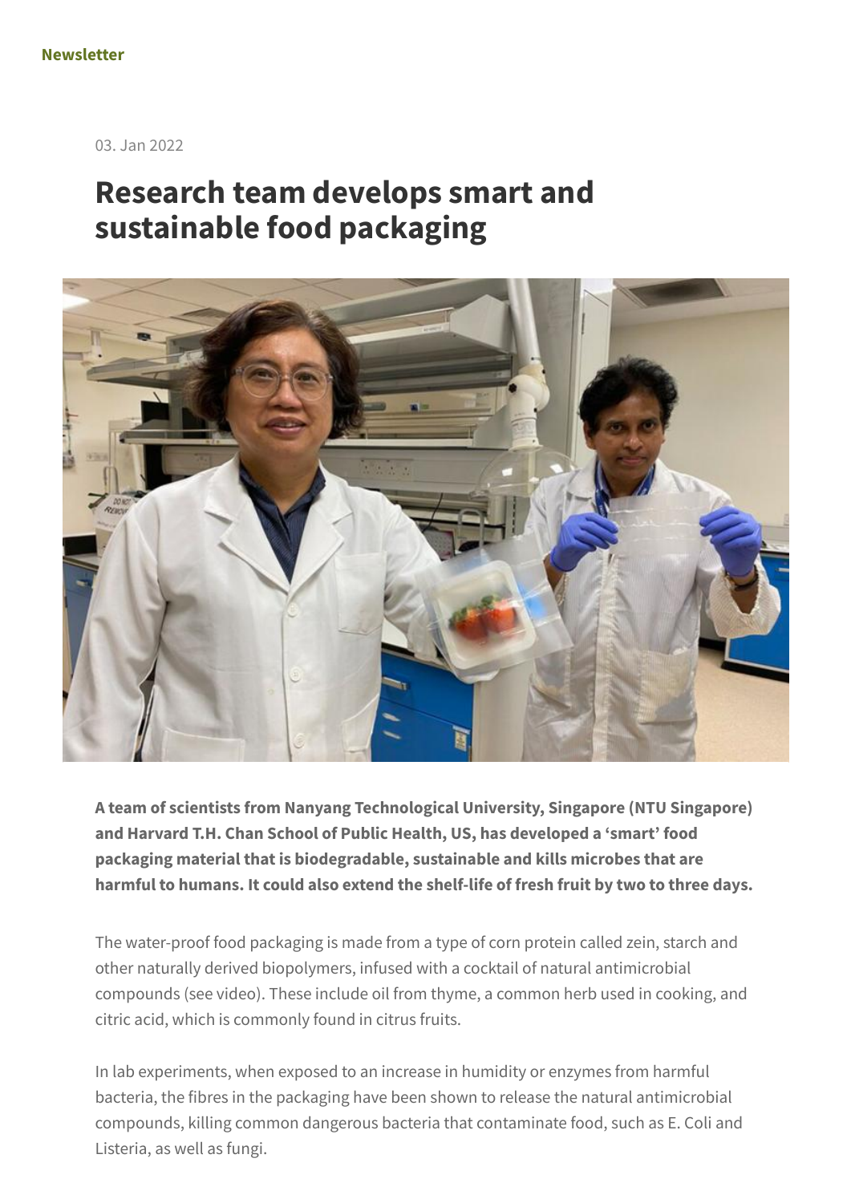Newsletter

03. Jan 2022

# Research team develops smart and sustainable food packaging

**A team of scientists from Nanyang Technological University, Singapore (NTU Singapore) and Harvard T.H. Chan School of Public Health, US, has developed a 'smart' food packaging material that is biodegradable, sustainable and kills microbes that are harmful to humans. It could also extend the shelf-life of fresh fruit by two to three days.**

The water-proof food packaging is made from a type of corn protein called zein, starch and other naturally derived biopolymers, infused with a cocktail of natural antimicrobial compounds (see video). These include oil from thyme, a common herb used in cooking, and citric acid, which is commonly found in citrus fruits.

In lab experiments, when exposed to an increase in humidity or enzymes from harmful bacteria, the fibres in the packaging have been shown to release the natural antimicrobial compounds, killing common dangerous bacteria that contaminate food, such as E. Coli and Listeria, as well as fungi.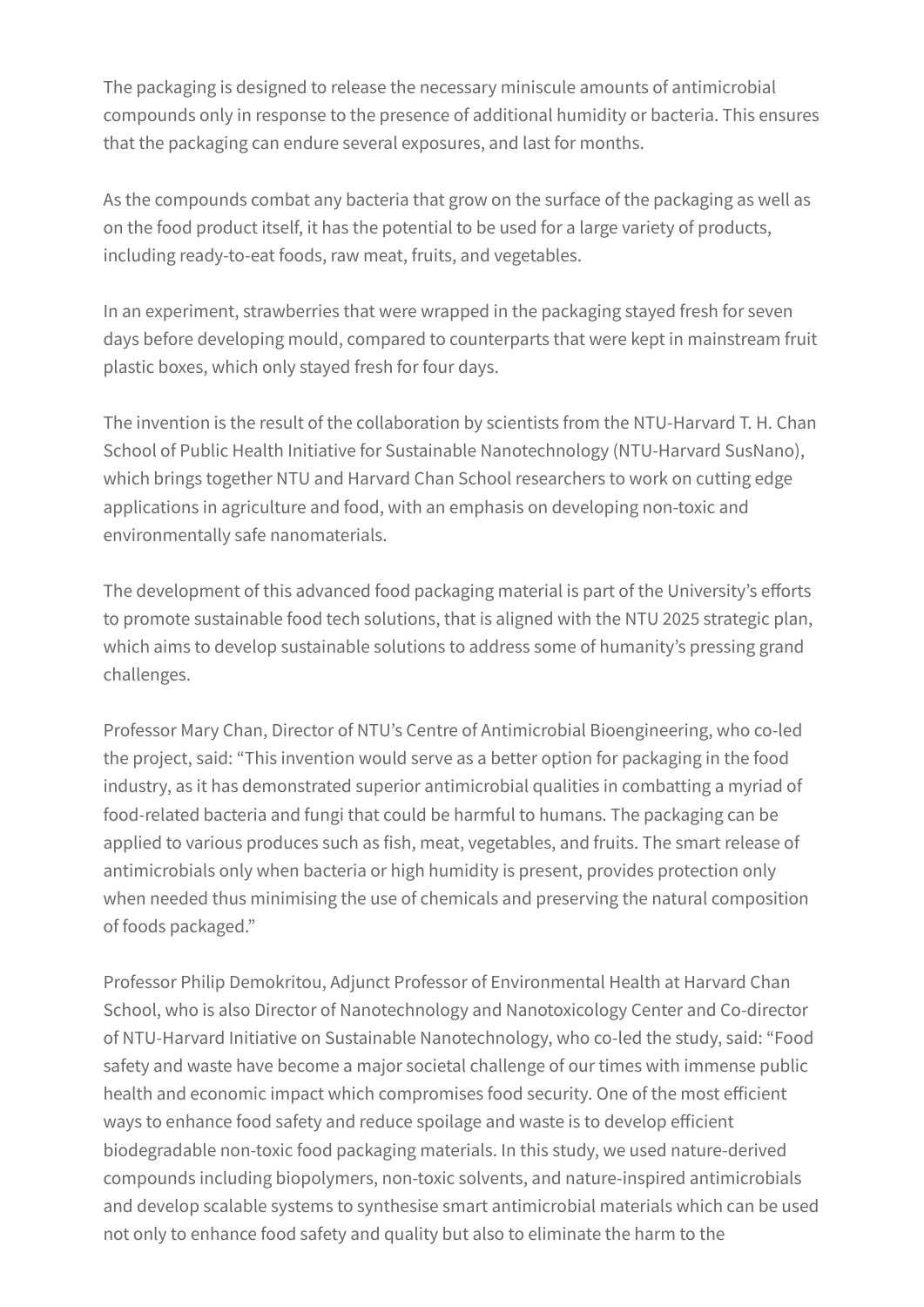The packaging is designed to release the necessary miniscule amounts of antimicrobial compounds only in response to the presence of additional humidity or bacteria. This ensures that the packaging can endure several exposures, and last for months.

As the compounds combat any bacteria that grow on the surface of the packaging as well as on the food product itself, it has the potential to be used for a large variety of products, including ready-to-eat foods, raw meat, fruits, and vegetables.

In an experiment, strawberries that were wrapped in the packaging stayed fresh for seven days before developing mould, compared to counterparts that were kept in mainstream fruit plastic boxes, which only stayed fresh for four days.

The invention is the result of the collaboration by scientists from the NTU-Harvard T. H. Chan School of Public Health Initiative for Sustainable Nanotechnology (NTU-Harvard SusNano), which brings together NTU and Harvard Chan School researchers to work on cutting edge applications in agriculture and food, with an emphasis on developing non-toxic and environmentally safe nanomaterials.

The development of this advanced food packaging material is part of the University's efforts to promote sustainable food tech solutions, that is aligned with the NTU 2025 strategic plan, which aims to develop sustainable solutions to address some of humanity's pressing grand challenges.

Professor Mary Chan, Director of NTU's Centre of Antimicrobial Bioengineering, who co-led the project, said: "This invention would serve as a better option for packaging in the food industry, as it has demonstrated superior antimicrobial qualities in combatting a myriad of food-related bacteria and fungi that could be harmful to humans. The packaging can be applied to various produces such as fish, meat, vegetables, and fruits. The smart release of antimicrobials only when bacteria or high humidity is present, provides protection only when needed thus minimising the use of chemicals and preserving the natural composition of foods packaged."

Professor Philip Demokritou, Adjunct Professor of Environmental Health at Harvard Chan School, who is also Director of Nanotechnology and Nanotoxicology Center and Co-director of NTU-Harvard Initiative on Sustainable Nanotechnology, who co-led the study, said: "Food safety and waste have become a major societal challenge of our times with immense public health and economic impact which compromises food security. One of the most efficient ways to enhance food safety and reduce spoilage and waste is to develop efficient biodegradable non-toxic food packaging materials. In this study, we used nature-derived compounds including biopolymers, non-toxic solvents, and nature-inspired antimicrobials and develop scalable systems to synthesise smart antimicrobial materials which can be used not only to enhance food safety and quality but also to eliminate the harm to the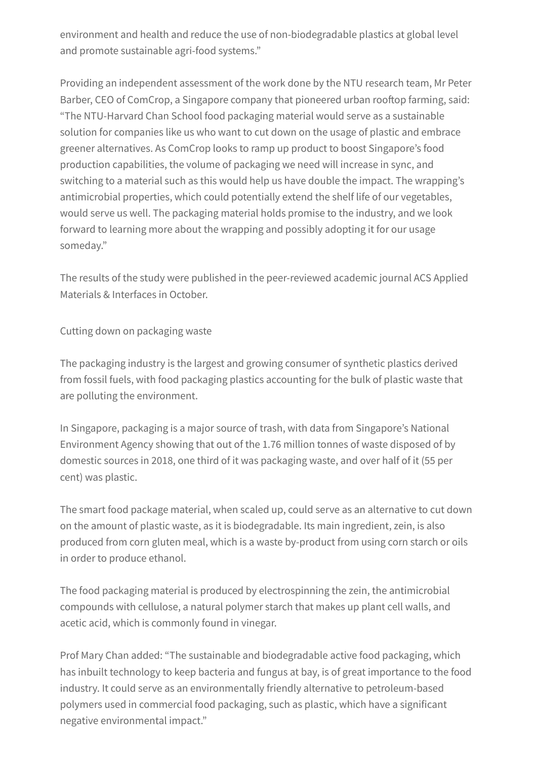environment and health and reduce the use of non-biodegradable plastics at global level and promote sustainable agri-food systems."

Providing an independent assessment of the work done by the NTU research team, Mr Peter Barber, CEO of ComCrop, a Singapore company that pioneered urban rooftop farming, said: "The NTU-Harvard Chan School food packaging material would serve as a sustainable solution for companies like us who want to cut down on the usage of plastic and embrace greener alternatives. As ComCrop looks to ramp up product to boost Singapore's food production capabilities, the volume of packaging we need will increase in sync, and switching to a material such as this would help us have double the impact. The wrapping's antimicrobial properties, which could potentially extend the shelf life of our vegetables, would serve us well. The packaging material holds promise to the industry, and we look forward to learning more about the wrapping and possibly adopting it for our usage someday."

The results of the study were published in the peer-reviewed academic journal ACS Applied Materials & Interfaces in October.

## Cutting down on packaging waste

The packaging industry is the largest and growing consumer of synthetic plastics derived from fossil fuels, with food packaging plastics accounting for the bulk of plastic waste that are polluting the environment.

In Singapore, packaging is a major source of trash, with data from Singapore's National Environment Agency showing that out of the 1.76 million tonnes of waste disposed of by domestic sources in 2018, one third of it was packaging waste, and over half of it (55 per cent) was plastic.

The smart food package material, when scaled up, could serve as an alternative to cut down on the amount of plastic waste, as it is biodegradable. Its main ingredient, zein, is also produced from corn gluten meal, which is a waste by-product from using corn starch or oils in order to produce ethanol.

The food packaging material is produced by electrospinning the zein, the antimicrobial compounds with cellulose, a natural polymer starch that makes up plant cell walls, and acetic acid, which is commonly found in vinegar.

Prof Mary Chan added: "The sustainable and biodegradable active food packaging, which has inbuilt technology to keep bacteria and fungus at bay, is of great importance to the food industry. It could serve as an environmentally friendly alternative to petroleum-based polymers used in commercial food packaging, such as plastic, which have a significant negative environmental impact."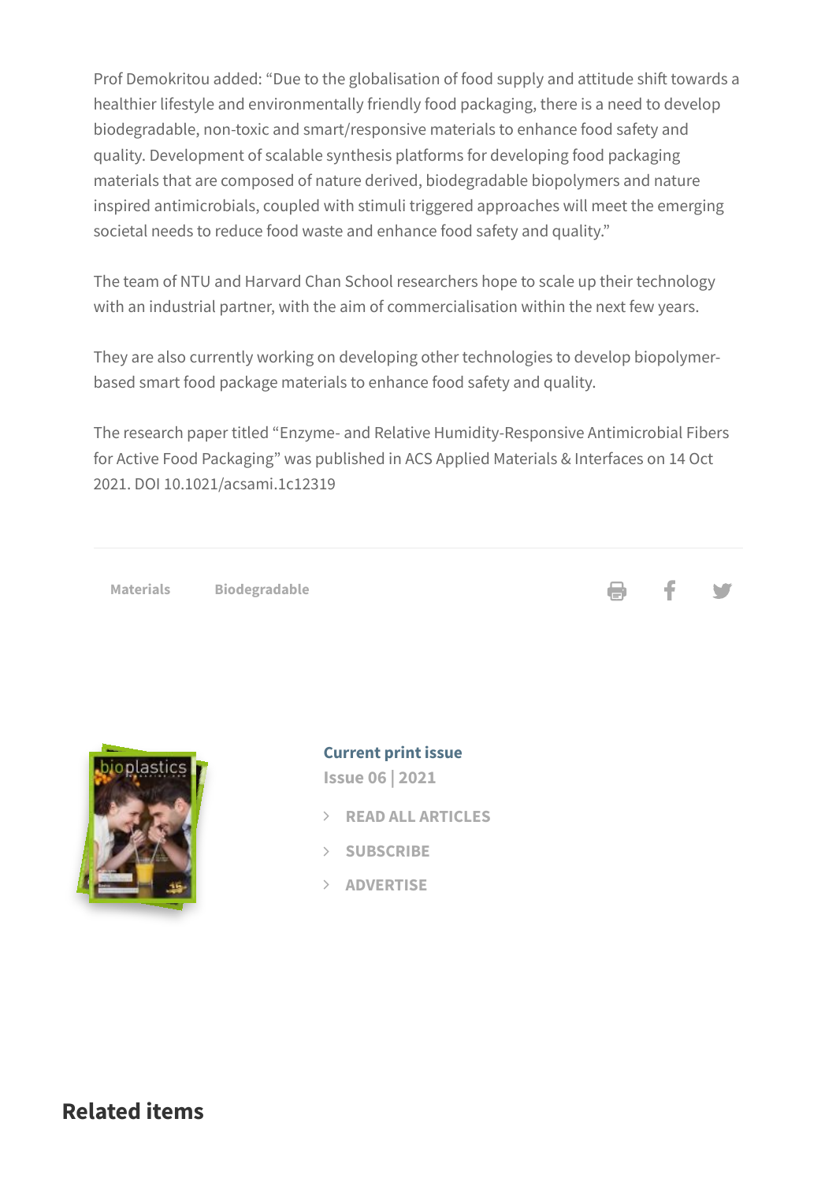Prof Demokritou added: "Due to the globalisation of food supply and attitude shift towards a healthier lifestyle and environmentally friendly food packaging, there is a need to develop biodegradable, non-toxic and smart/responsive materials to enhance food safety and quality. Development of scalable synthesis platforms for developing food packaging materials that are composed of nature derived, biodegradable biopolymers and nature inspired antimicrobials, coupled with stimuli triggered approaches will meet the emerging societal needs to reduce food waste and enhance food safety and quality."

The team of NTU and Harvard Chan School researchers hope to scale up their technology with an industrial partner, with the aim of commercialisation within the next few years.

They are also currently working on developing other technologies to develop biopolymer-based smart food package materials to enhance food safety and quality.

The research paper titled "Enzyme- and Relative Humidity-Responsive Antimicrobial Fibers for Active Food Packaging" was published in ACS Applied Materials & Interfaces on 14 Oct 2021. DOI 10.1021/acsami.1c12319

Materials Biodegradable

**Current print issue**
Issue 06 | 2021

- READ ALL ARTICLES
- SUBSCRIBE
- ADVERTISE

## Related items